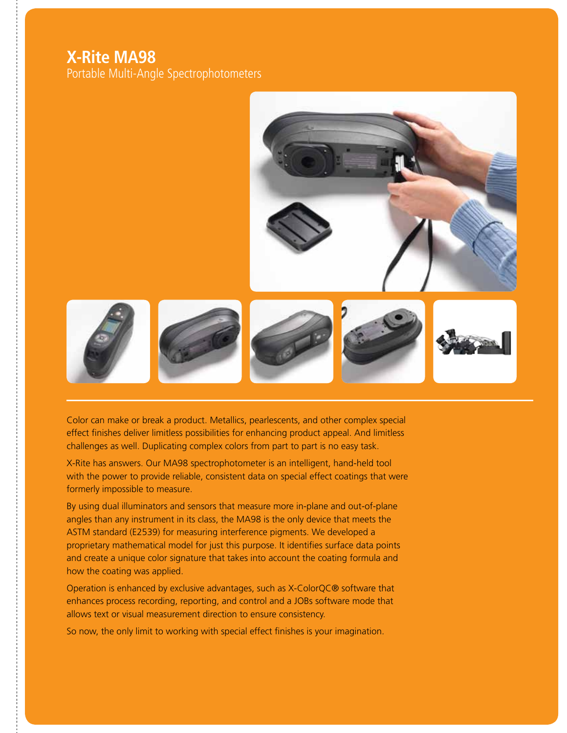# X-Rite MA98

Portable Multi-Angle Spectrophotometers

Color can make or break a product. Metallics, pearlescents, and other complex special effect finishes deliver limitless possibilities for enhancing product appeal. And limitless challenges as well. Duplicating complex colors from part to part is no easy task.

X-Rite has answers. Our MA98 spectrophotometer is an intelligent, hand-held tool with the power to provide reliable, consistent data on special effect coatings that were formerly impossible to measure.

By using dual illuminators and sensors that measure more in-plane and out-of-plane angles than any instrument in its class, the MA98 is the only device that meets the ASTM standard (E2539) for measuring interference pigments. We developed a proprietary mathematical model for just this purpose. It identifies surface data points and create a unique color signature that takes into account the coating formula and how the coating was applied.

Operation is enhanced by exclusive advantages, such as X-ColorQC® software that enhances process recording, reporting, and control and a JOBs software mode that allows text or visual measurement direction to ensure consistency.

So now, the only limit to working with special effect finishes is your imagination.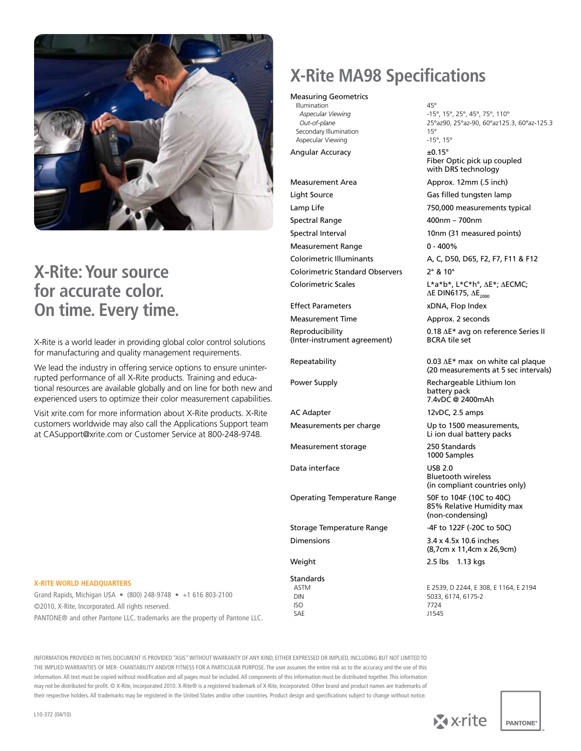# X-Rite: Your source for accurate color. On time. Every time.

X-Rite is a world leader in providing global color control solutions for manufacturing and quality management requirements.

We lead the industry in offering service options to ensure uninterrupted performance of all X-Rite products. Training and educational resources are available globally and on line for both new and experienced users to optimize their color measurement capabilities.

Visit xrite.com for more information about X-Rite products. X-Rite customers worldwide may also call the Applications Support team at CASupport@xrite.com or Customer Service at 800-248-9748.

## X-Rite MA98 Specifications

| | |
|---|---|
| **Measuring Geometrics** | |
| Illumination | 45° |
| *Aspecular Viewing* | -15°, 15°, 25°, 45°, 75°, 110° |
| *Out-of-plane* | 25°az90, 25°az-90, 60°az125.3, 60°az-125.3 |
| Secondary Illumination | 15° |
| Aspecular Viewing | -15°, 15° |
| Angular Accuracy | ±0.15° Fiber Optic pick up coupled with DRS technology |
| Measurement Area | Approx. 12mm (.5 inch) |
| Light Source | Gas filled tungsten lamp |
| Lamp Life | 750,000 measurements typical |
| Spectral Range | 400nm – 700nm |
| Spectral Interval | 10nm (31 measured points) |
| Measurement Range | 0 - 400% |
| Colorimetric Illuminants | A, C, D50, D65, F2, F7, F11 & F12 |
| Colorimetric Standard Observers | 2° & 10° |
| Colorimetric Scales | L\*a\*b\*, L\*C\*h°, ΔE\*; ΔECMC; ΔE DIN6175, $\Delta E_{2000}$ |
| Effect Parameters | xDNA, Flop Index |
| Measurement Time | Approx. 2 seconds |
| Reproducibility (Inter-instrument agreement) | 0.18 ΔE\* avg on reference Series II BCRA tile set |
| Repeatability | 0.03 ΔE\* max on white cal plaque (20 measurements at 5 sec intervals) |
| Power Supply | Rechargeable Lithium Ion battery pack 7.4vDC @ 2400mAh |
| AC Adapter | 12vDC, 2.5 amps |
| Measurements per charge | Up to 1500 measurements, Li ion dual battery packs |
| Measurement storage | 250 Standards 1000 Samples |
| Data interface | USB 2.0 Bluetooth wireless (in compliant countries only) |
| Operating Temperature Range | 50F to 104F (10C to 40C) 85% Relative Humidity max (non-condensing) |
| Storage Temperature Range | -4F to 122F (-20C to 50C) |
| Dimensions | 3.4 x 4.5x 10.6 inches (8,7cm x 11,4cm x 26,9cm) |
| Weight | 2.5 lbs 1.13 kgs |
| **Standards** | |
| ASTM | E 2539, D 2244, E 308, E 1164, E 2194 |
| DIN | 5033, 6174, 6175-2 |
| ISO | 7724 |
| SAE | J1545 |

**X-RITE WORLD HEADQUARTERS**

Grand Rapids, Michigan USA • (800) 248-9748 • +1 616 803-2100

©2010, X-Rite, Incorporated. All rights reserved.

PANTONE® and other Pantone LLC. trademarks are the property of Pantone LLC.

INFORMATION PROVIDED IN THIS DOCUMENT IS PROVIDED "ASIS" WITHOUT WARRANTY OF ANY KIND, EITHER EXPRESSED OR IMPLIED, INCLUDING BUT NOT LIMITED TO THE IMPLIED WARRANTIES OF MER- CHANTABILITY AND/OR FITNESS FOR A PARTICULAR PURPOSE. The user assumes the entire risk as to the accuracy and the use of this information. All text must be copied without modification and all pages must be included. All components of this information must be distributed together. This information may not be distributed for profit. © X-Rite, Incorporated 2010. X-Rite® is a registered trademark of X-Rite, Incorporated. Other brand and product names are trademarks of their respective holders. All trademarks may be registered in the United States and/or other countries. Product design and specifications subject to change without notice.

L10-372 (04/10)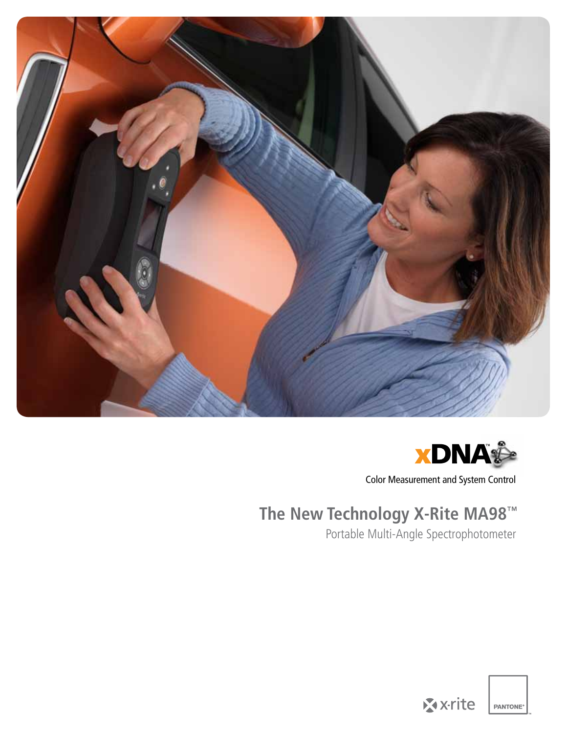xDNA™

Color Measurement and System Control

# The New Technology X-Rite MA98™

Portable Multi-Angle Spectrophotometer

x·rite

PANTONE®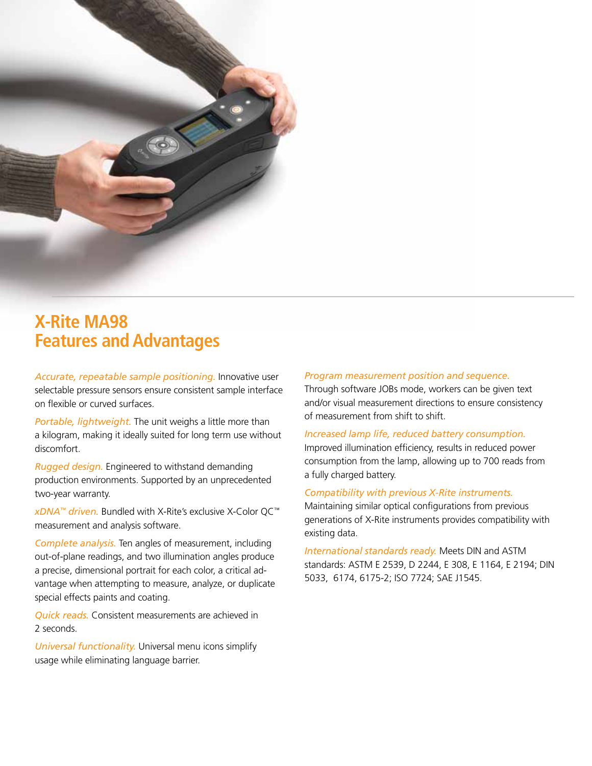# X-Rite MA98 Features and Advantages

*Accurate, repeatable sample positioning.* Innovative user selectable pressure sensors ensure consistent sample interface on flexible or curved surfaces.

*Portable, lightweight.* The unit weighs a little more than a kilogram, making it ideally suited for long term use without discomfort.

*Rugged design.* Engineered to withstand demanding production environments. Supported by an unprecedented two-year warranty.

*xDNA™ driven.* Bundled with X-Rite's exclusive X-Color QC™ measurement and analysis software.

*Complete analysis.* Ten angles of measurement, including out-of-plane readings, and two illumination angles produce a precise, dimensional portrait for each color, a critical advantage when attempting to measure, analyze, or duplicate special effects paints and coating.

*Quick reads.* Consistent measurements are achieved in 2 seconds.

*Universal functionality.* Universal menu icons simplify usage while eliminating language barrier.

*Program measurement position and sequence.* Through software JOBs mode, workers can be given text and/or visual measurement directions to ensure consistency of measurement from shift to shift.

*Increased lamp life, reduced battery consumption.* Improved illumination efficiency, results in reduced power consumption from the lamp, allowing up to 700 reads from a fully charged battery.

*Compatibility with previous X-Rite instruments.* Maintaining similar optical configurations from previous generations of X-Rite instruments provides compatibility with existing data.

*International standards ready.* Meets DIN and ASTM standards: ASTM E 2539, D 2244, E 308, E 1164, E 2194; DIN 5033, 6174, 6175-2; ISO 7724; SAE J1545.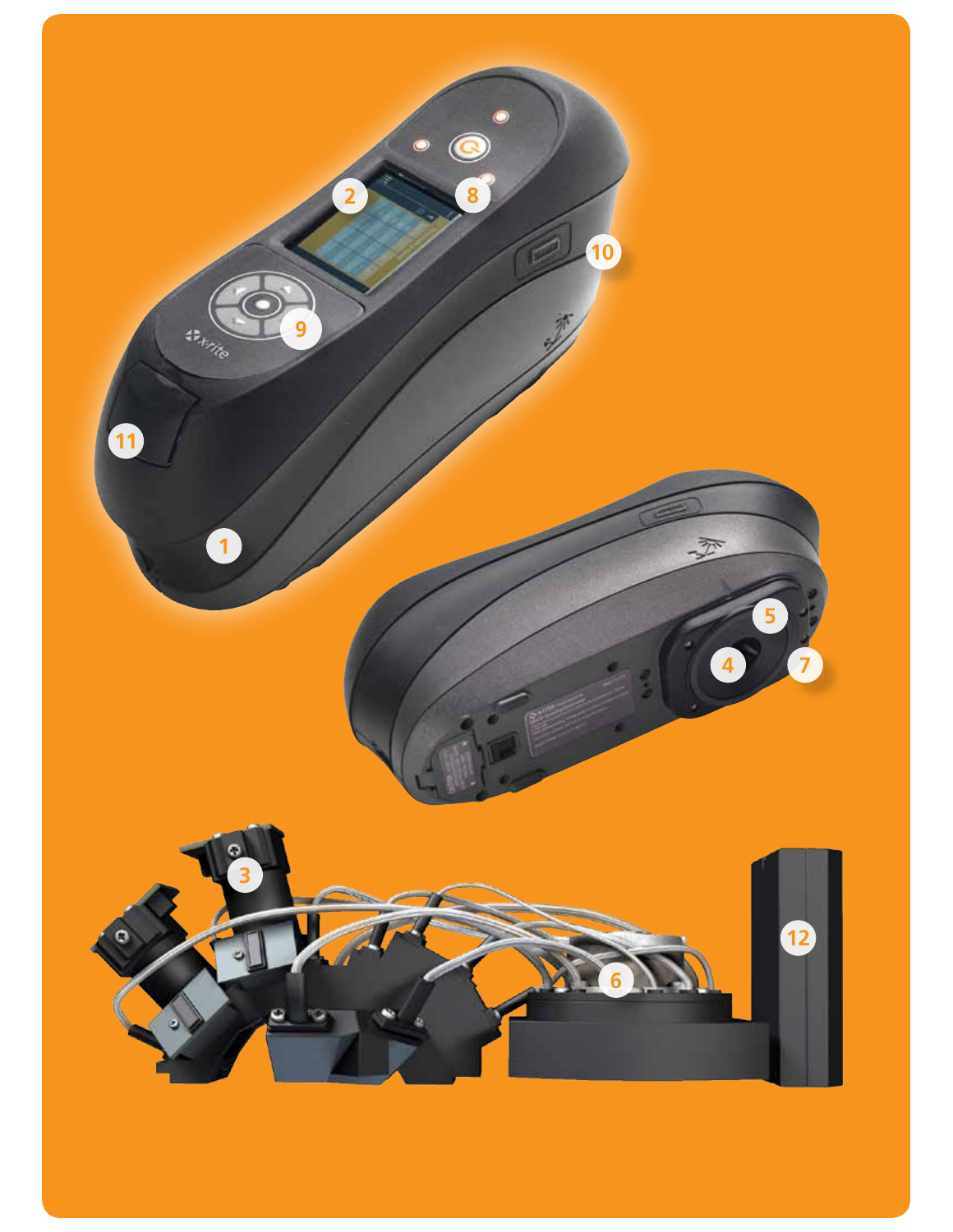1

2

8

10

9

11

5

4

7

3

6

12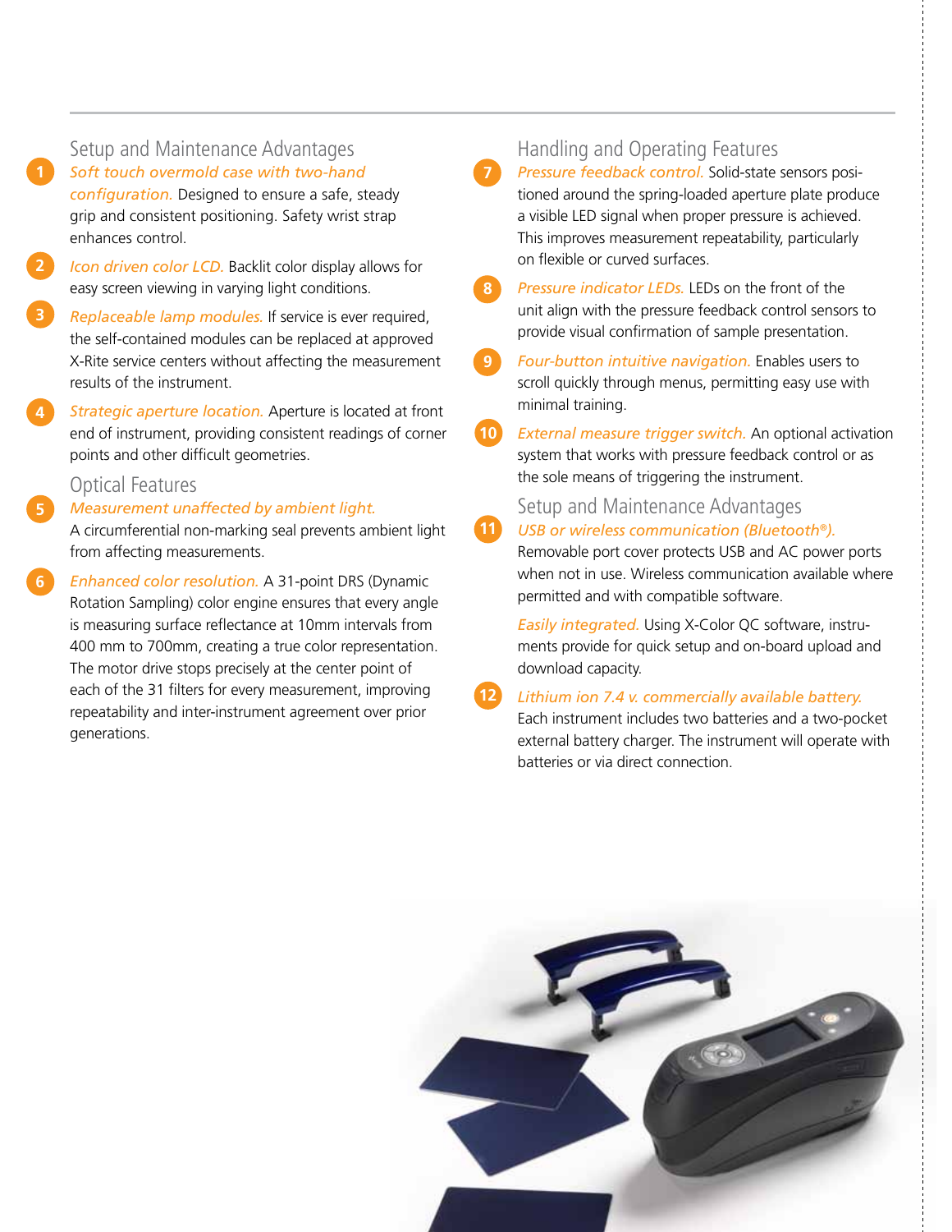## Setup and Maintenance Advantages

1. *Soft touch overmold case with two-hand configuration.* Designed to ensure a safe, steady grip and consistent positioning. Safety wrist strap enhances control.

2. *Icon driven color LCD.* Backlit color display allows for easy screen viewing in varying light conditions.

3. *Replaceable lamp modules.* If service is ever required, the self-contained modules can be replaced at approved X-Rite service centers without affecting the measurement results of the instrument.

4. *Strategic aperture location.* Aperture is located at front end of instrument, providing consistent readings of corner points and other difficult geometries.

## Optical Features

5. *Measurement unaffected by ambient light.* A circumferential non-marking seal prevents ambient light from affecting measurements.

6. *Enhanced color resolution.* A 31-point DRS (Dynamic Rotation Sampling) color engine ensures that every angle is measuring surface reflectance at 10mm intervals from 400 mm to 700mm, creating a true color representation. The motor drive stops precisely at the center point of each of the 31 filters for every measurement, improving repeatability and inter-instrument agreement over prior generations.

## Handling and Operating Features

7. *Pressure feedback control.* Solid-state sensors positioned around the spring-loaded aperture plate produce a visible LED signal when proper pressure is achieved. This improves measurement repeatability, particularly on flexible or curved surfaces.

8. *Pressure indicator LEDs.* LEDs on the front of the unit align with the pressure feedback control sensors to provide visual confirmation of sample presentation.

9. *Four-button intuitive navigation.* Enables users to scroll quickly through menus, permitting easy use with minimal training.

10. *External measure trigger switch.* An optional activation system that works with pressure feedback control or as the sole means of triggering the instrument.

## Setup and Maintenance Advantages

11. *USB or wireless communication (Bluetooth®).* Removable port cover protects USB and AC power ports when not in use. Wireless communication available where permitted and with compatible software.

    *Easily integrated.* Using X-Color QC software, instruments provide for quick setup and on-board upload and download capacity.

12. *Lithium ion 7.4 v. commercially available battery.* Each instrument includes two batteries and a two-pocket external battery charger. The instrument will operate with batteries or via direct connection.